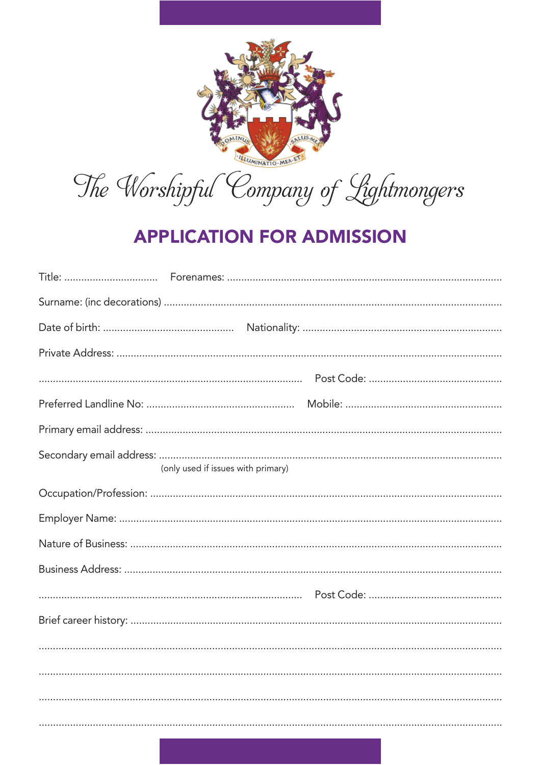DOMINUS ILLUMINATIO MEA ET SALUS MEA

# The Worshipful Company of Lightmongers

## APPLICATION FOR ADMISSION

Title: ................................ Forenames: ...............................................................................................

Surname: (inc decorations) .....................................................................................................................

Date of birth: ............................................. Nationality: .....................................................................

Private Address: .......................................................................................................................................

........................................................................................... Post Code: ..............................................

Preferred Landline No: ................................................... Mobile: ......................................................

Primary email address: ..........................................................................................................................

Secondary email address: .......................................................................................................................
(only used if issues with primary)

Occupation/Profession: ..........................................................................................................................

Employer Name: ......................................................................................................................................

Nature of Business: .................................................................................................................................

Business Address: ...................................................................................................................................

........................................................................................... Post Code: ..............................................

Brief career history: ................................................................................................................................

...................................................................................................................................................................

...................................................................................................................................................................

...................................................................................................................................................................

...................................................................................................................................................................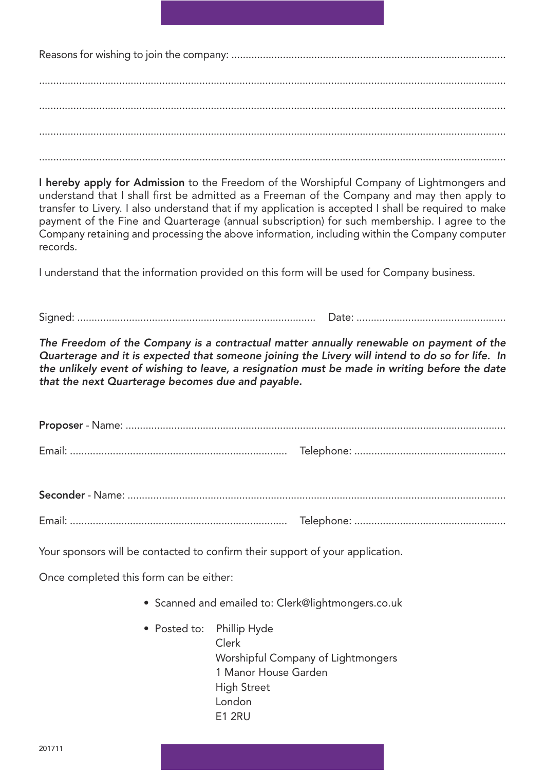Reasons for wishing to join the company: ..............................................................................................

.................................................................................................................................................

.................................................................................................................................................

.................................................................................................................................................

.................................................................................................................................................

**I hereby apply for Admission** to the Freedom of the Worshipful Company of Lightmongers and understand that I shall first be admitted as a Freeman of the Company and may then apply to transfer to Livery. I also understand that if my application is accepted I shall be required to make payment of the Fine and Quarterage (annual subscription) for such membership. I agree to the Company retaining and processing the above information, including within the Company computer records.

I understand that the information provided on this form will be used for Company business.

Signed: .................................................................................. Date: ....................................................

***The Freedom of the Company is a contractual matter annually renewable on payment of the Quarterage and it is expected that someone joining the Livery will intend to do so for life. In the unlikely event of wishing to leave, a resignation must be made in writing before the date that the next Quarterage becomes due and payable.***

**Proposer** - Name: ...................................................................................................................................

Email: ........................................................................... Telephone: ....................................................

**Seconder** - Name: ...................................................................................................................................

Email: ........................................................................... Telephone: ....................................................

Your sponsors will be contacted to confirm their support of your application.

Once completed this form can be either:

- Scanned and emailed to: Clerk@lightmongers.co.uk
- Posted to: Phillip Hyde
  Clerk
  Worshipful Company of Lightmongers
  1 Manor House Garden
  High Street
  London
  E1 2RU

201711